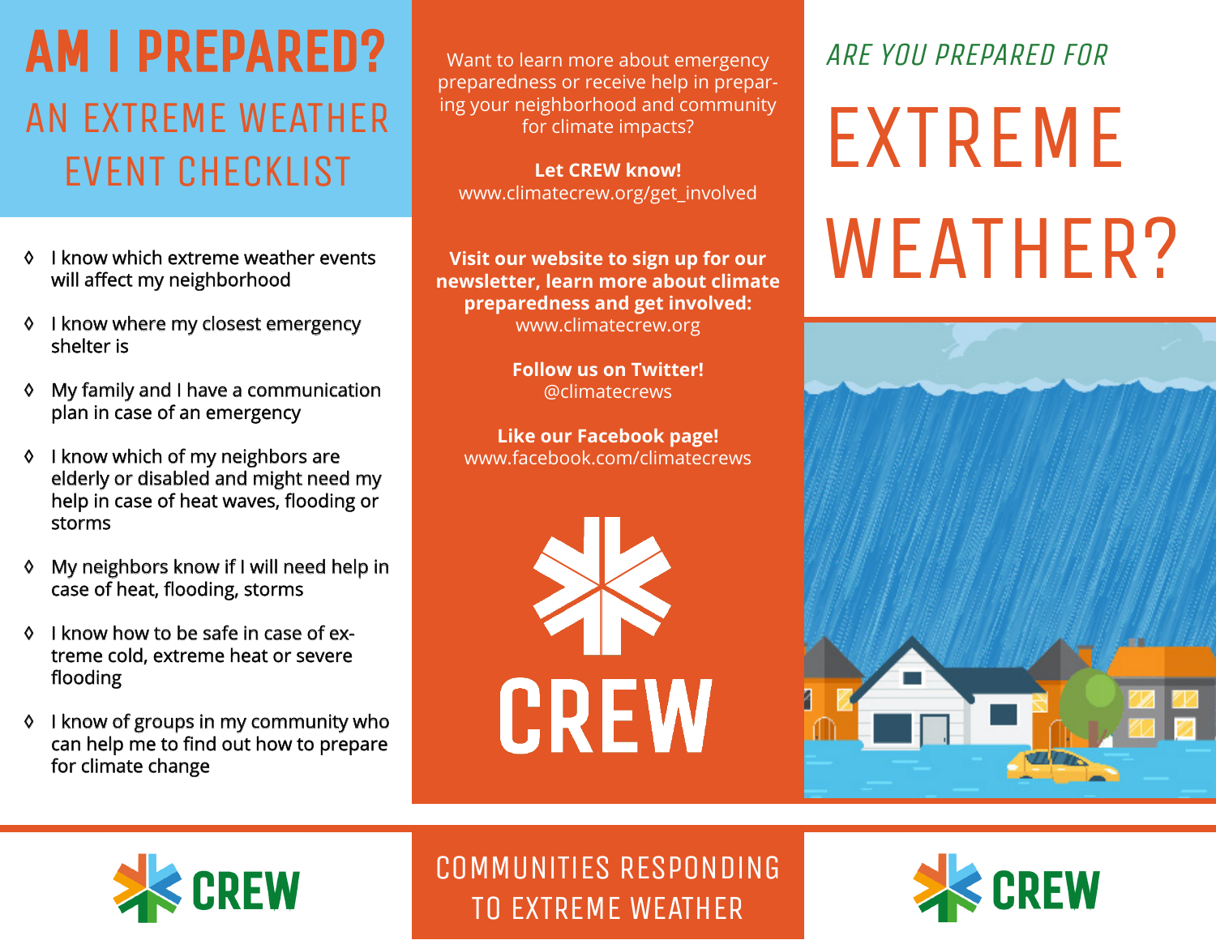# AM I PREPARED?

## AN EXTREME WEATHER EVENT CHECKLIST

- ◊ I know which extreme weather events will affect my neighborhood
- ◊ I know where my closest emergency shelter is
- ◊ My family and I have a communication plan in case of an emergency
- ◊ I know which of my neighbors are elderly or disabled and might need my help in case of heat waves, flooding or storms
- ◊ My neighbors know if I will need help in case of heat, flooding, storms
- ◊ I know how to be safe in case of extreme cold, extreme heat or severe flooding
- ◊ I know of groups in my community who can help me to find out how to prepare for climate change

Want to learn more about emergency preparedness or receive help in preparing your neighborhood and community for climate impacts?

**Let CREW know!**
www.climatecrew.org/get_involved

**Visit our website to sign up for our newsletter, learn more about climate preparedness and get involved:**
www.climatecrew.org

**Follow us on Twitter!**
@climatecrews

**Like our Facebook page!**
www.facebook.com/climatecrews

CREW

COMMUNITIES RESPONDING TO EXTREME WEATHER

*ARE YOU PREPARED FOR*

# EXTREME WEATHER?

CREW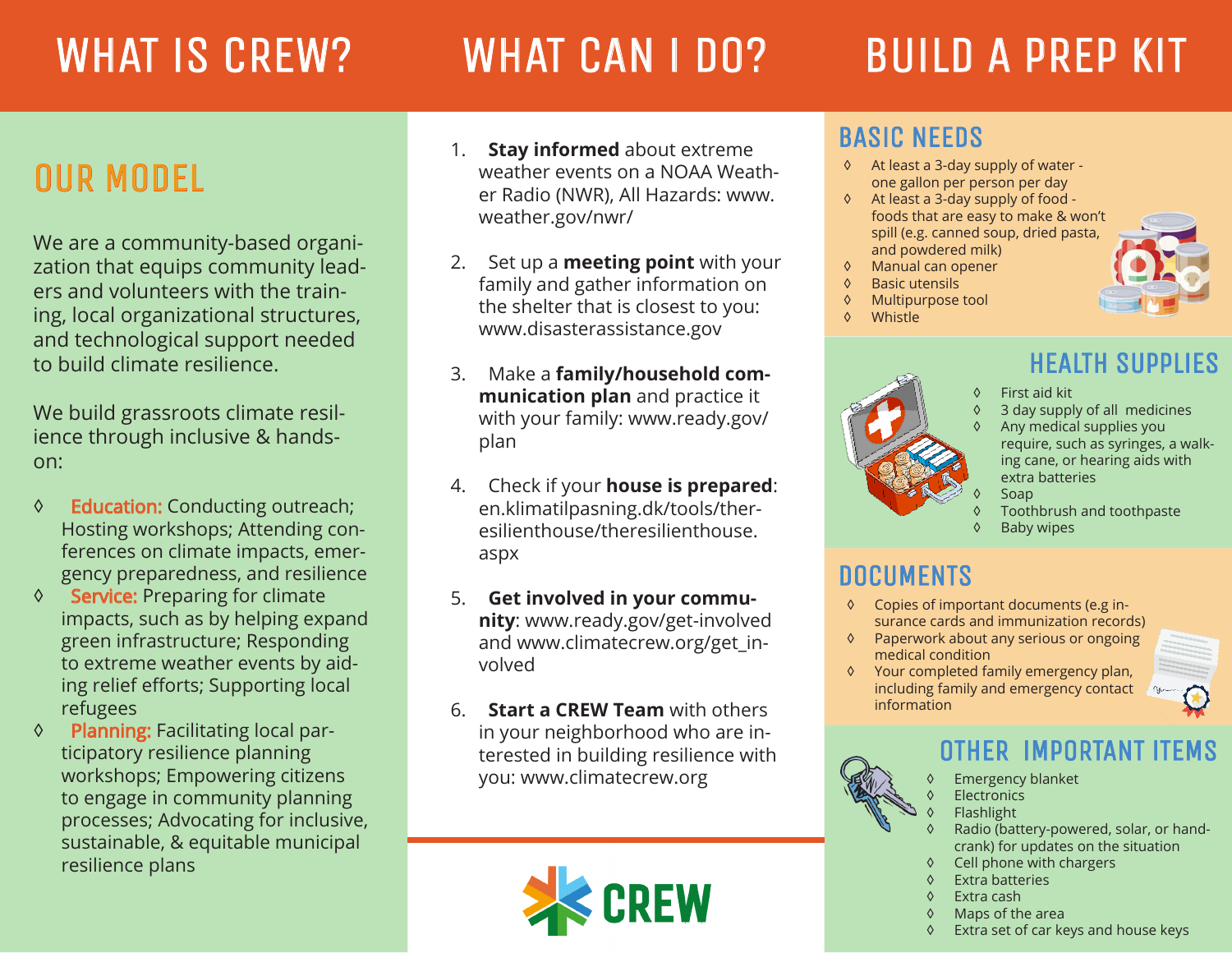# WHAT IS CREW?

## OUR MODEL

We are a community-based organization that equips community leaders and volunteers with the training, local organizational structures, and technological support needed to build climate resilience.

We build grassroots climate resilience through inclusive & hands-on:

- **Education:** Conducting outreach; Hosting workshops; Attending conferences on climate impacts, emergency preparedness, and resilience
- **Service:** Preparing for climate impacts, such as by helping expand green infrastructure; Responding to extreme weather events by aiding relief efforts; Supporting local refugees
- **Planning:** Facilitating local participatory resilience planning workshops; Empowering citizens to engage in community planning processes; Advocating for inclusive, sustainable, & equitable municipal resilience plans

# WHAT CAN I DO?

1. **Stay informed** about extreme weather events on a NOAA Weather Radio (NWR), All Hazards: www.weather.gov/nwr/
2. Set up a **meeting point** with your family and gather information on the shelter that is closest to you: www.disasterassistance.gov
3. Make a **family/household communication plan** and practice it with your family: www.ready.gov/plan
4. Check if your **house is prepared**: en.klimatilpasning.dk/tools/theresilienthouse/theresilienthouse.aspx
5. **Get involved in your community**: www.ready.gov/get-involved and www.climatecrew.org/get_involved
6. **Start a CREW Team** with others in your neighborhood who are interested in building resilience with you: www.climatecrew.org

CREW

# BUILD A PREP KIT

## BASIC NEEDS

- At least a 3-day supply of water - one gallon per person per day
- At least a 3-day supply of food - foods that are easy to make & won't spill (e.g. canned soup, dried pasta, and powdered milk)
- Manual can opener
- Basic utensils
- Multipurpose tool
- Whistle

## HEALTH SUPPLIES

- First aid kit
- 3 day supply of all medicines
- Any medical supplies you require, such as syringes, a walking cane, or hearing aids with extra batteries
- Soap
- Toothbrush and toothpaste
- Baby wipes

## DOCUMENTS

- Copies of important documents (e.g insurance cards and immunization records)
- Paperwork about any serious or ongoing medical condition
- Your completed family emergency plan, including family and emergency contact information

## OTHER IMPORTANT ITEMS

- Emergency blanket
- Electronics
- Flashlight
- Radio (battery-powered, solar, or hand-crank) for updates on the situation
- Cell phone with chargers
- Extra batteries
- Extra cash
- Maps of the area
- Extra set of car keys and house keys